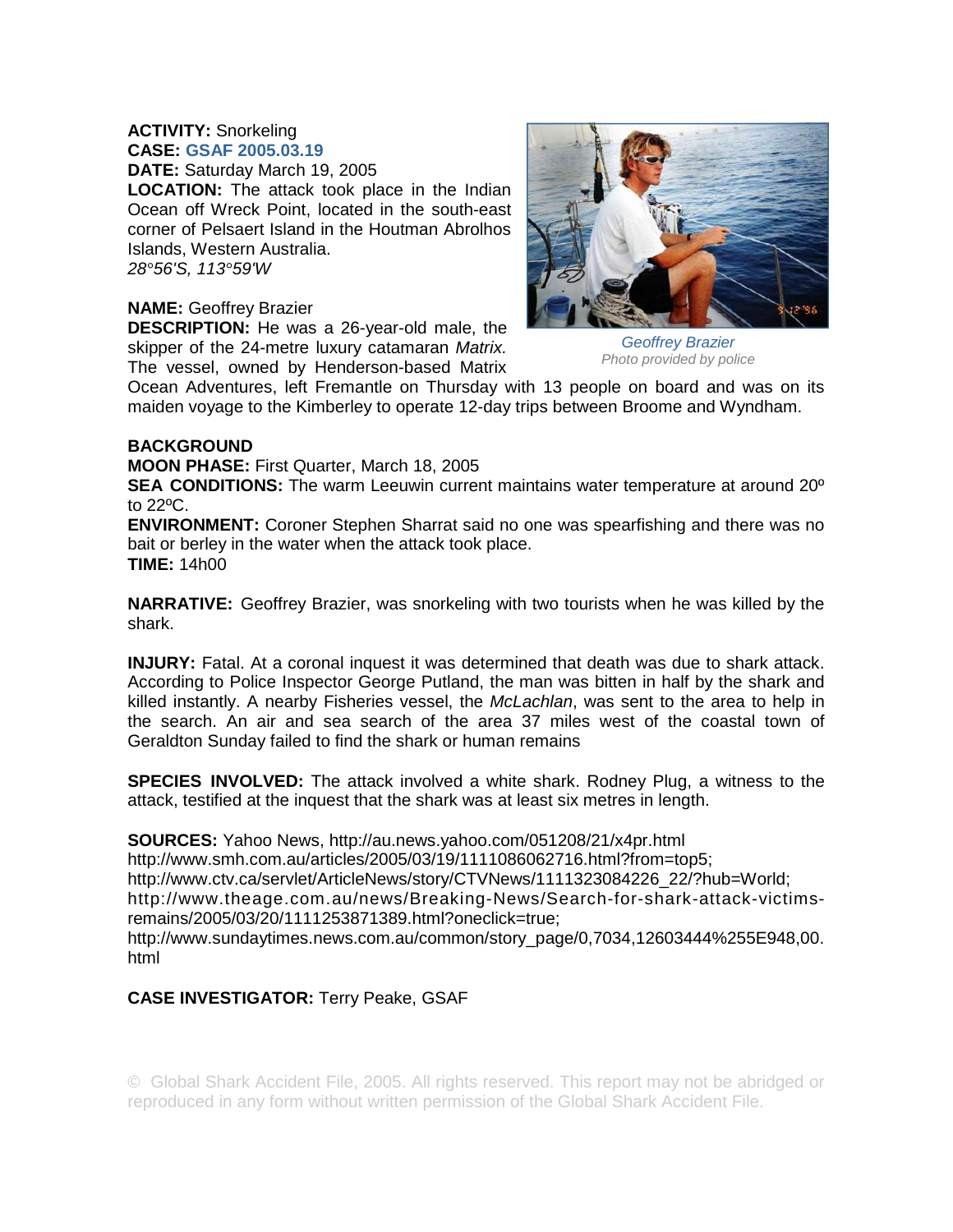**ACTIVITY:** Snorkeling
**CASE:** **GSAF 2005.03.19**
**DATE:** Saturday March 19, 2005
**LOCATION:** The attack took place in the Indian Ocean off Wreck Point, located in the south-east corner of Pelsaert Island in the Houtman Abrolhos Islands, Western Australia.
*28°56'S, 113°59'W*

**NAME:** Geoffrey Brazier
**DESCRIPTION:** He was a 26-year-old male, the skipper of the 24-metre luxury catamaran *Matrix.* The vessel, owned by Henderson-based Matrix Ocean Adventures, left Fremantle on Thursday with 13 people on board and was on its maiden voyage to the Kimberley to operate 12-day trips between Broome and Wyndham.

*Geoffrey Brazier*
*Photo provided by police*

**BACKGROUND**
**MOON PHASE:** First Quarter, March 18, 2005
**SEA CONDITIONS:** The warm Leeuwin current maintains water temperature at around 20º to 22ºC.
**ENVIRONMENT:** Coroner Stephen Sharrat said no one was spearfishing and there was no bait or berley in the water when the attack took place.
**TIME:** 14h00

**NARRATIVE:** Geoffrey Brazier, was snorkeling with two tourists when he was killed by the shark.

**INJURY:** Fatal. At a coronal inquest it was determined that death was due to shark attack. According to Police Inspector George Putland, the man was bitten in half by the shark and killed instantly. A nearby Fisheries vessel, the *McLachlan*, was sent to the area to help in the search. An air and sea search of the area 37 miles west of the coastal town of Geraldton Sunday failed to find the shark or human remains

**SPECIES INVOLVED:** The attack involved a white shark. Rodney Plug, a witness to the attack, testified at the inquest that the shark was at least six metres in length.

**SOURCES:** Yahoo News, http://au.news.yahoo.com/051208/21/x4pr.html
http://www.smh.com.au/articles/2005/03/19/1111086062716.html?from=top5;
http://www.ctv.ca/servlet/ArticleNews/story/CTVNews/1111323084226_22/?hub=World;
http://www.theage.com.au/news/Breaking-News/Search-for-shark-attack-victims-remains/2005/03/20/1111253871389.html?oneclick=true;
http://www.sundaytimes.news.com.au/common/story_page/0,7034,12603444%255E948,00.html

**CASE INVESTIGATOR:** Terry Peake, GSAF

© Global Shark Accident File, 2005. All rights reserved. This report may not be abridged or reproduced in any form without written permission of the Global Shark Accident File.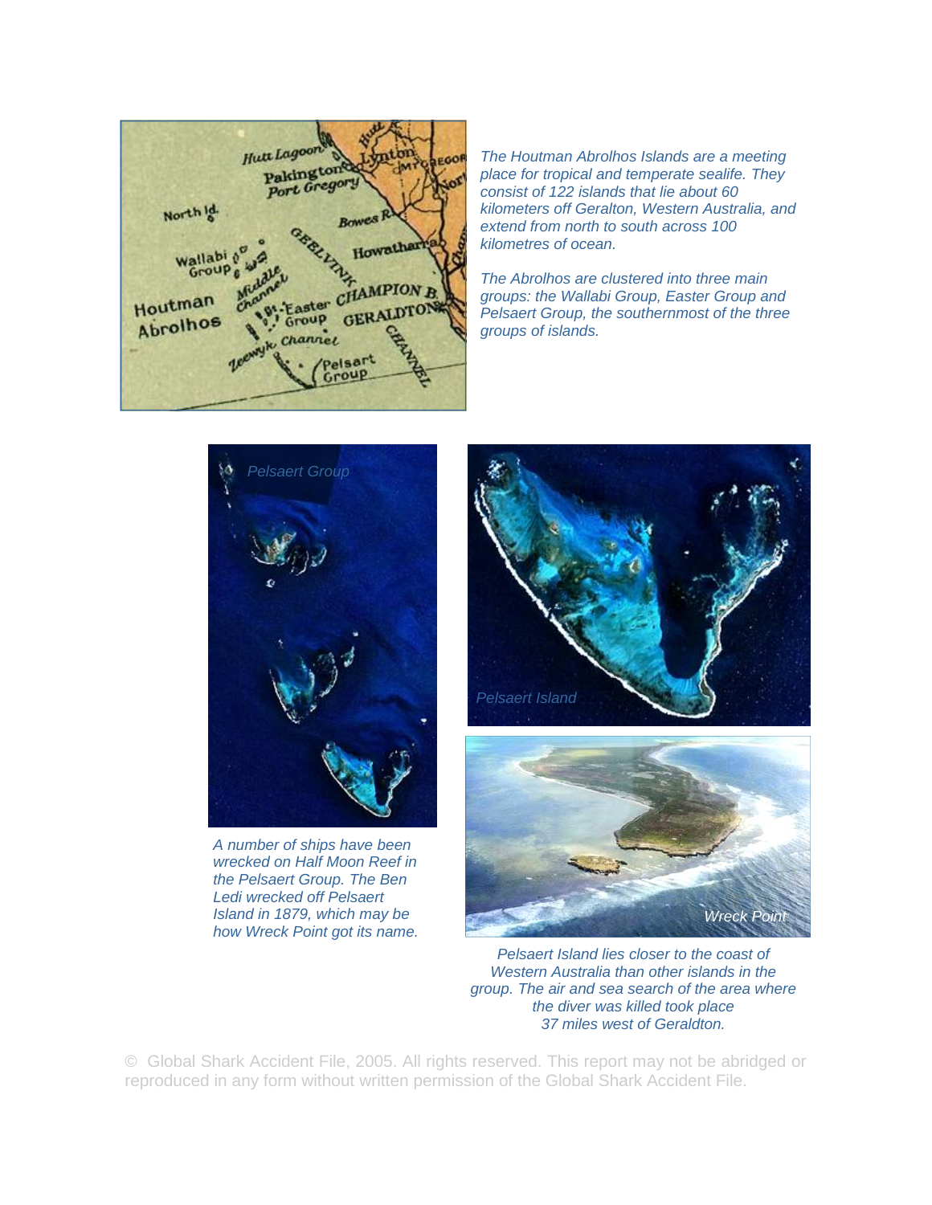The Houtman Abrolhos Islands are a meeting place for tropical and temperate sealife. They consist of 122 islands that lie about 60 kilometers off Geralton, Western Australia, and extend from north to south across 100 kilometres of ocean.

The Abrolhos are clustered into three main groups: the Wallabi Group, Easter Group and Pelsaert Group, the southernmost of the three groups of islands.

A number of ships have been wrecked on Half Moon Reef in the Pelsaert Group. The Ben Ledi wrecked off Pelsaert Island in 1879, which may be how Wreck Point got its name.

Pelsaert Island lies closer to the coast of Western Australia than other islands in the group. The air and sea search of the area where the diver was killed took place 37 miles west of Geraldton.

© Global Shark Accident File, 2005. All rights reserved. This report may not be abridged or reproduced in any form without written permission of the Global Shark Accident File.